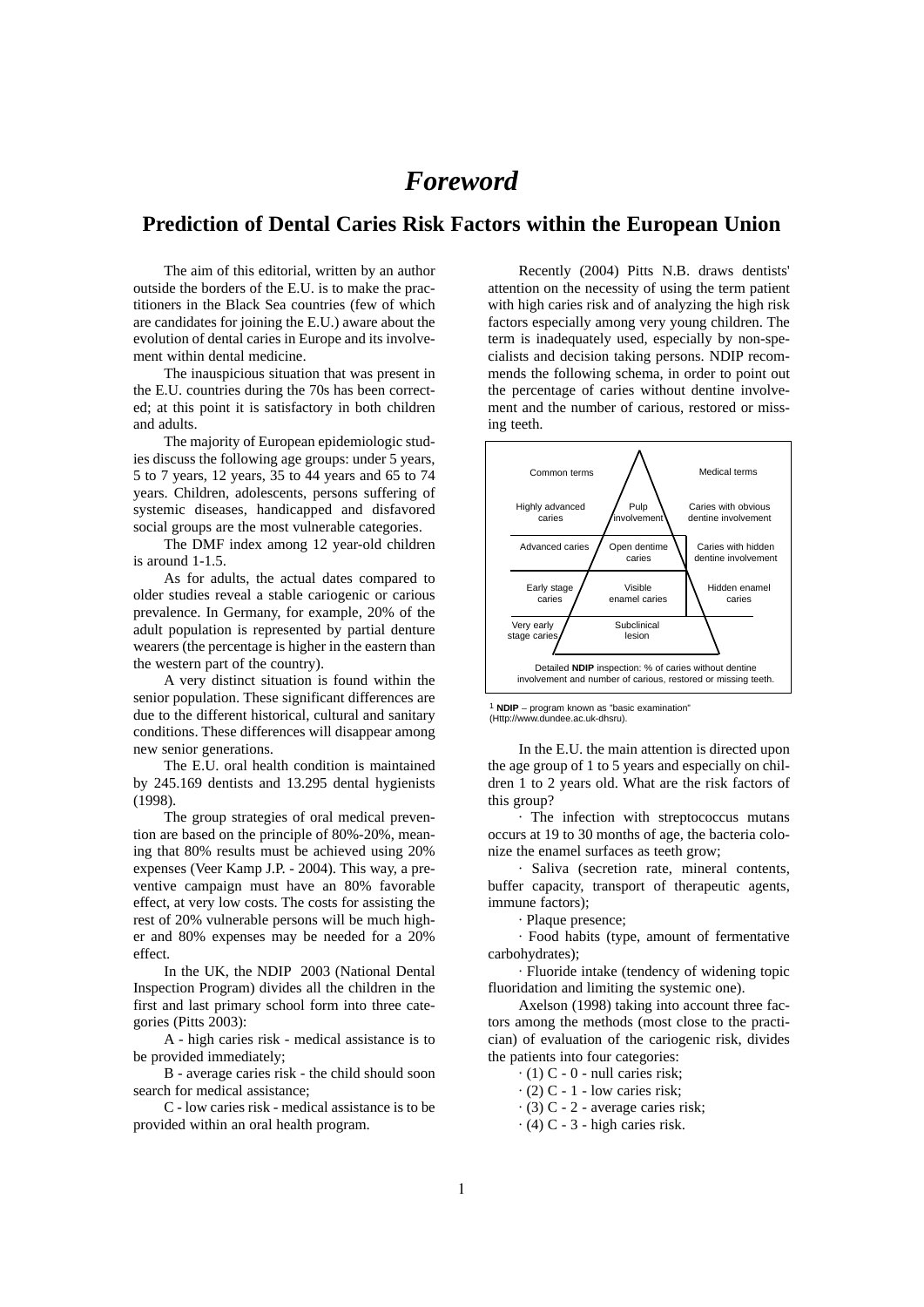# *Foreword*

## Prediction of Dental Caries Risk Factors within the European Union

The aim of this editorial, written by an author outside the borders of the E.U. is to make the practitioners in the Black Sea countries (few of which are candidates for joining the E.U.) aware about the evolution of dental caries in Europe and its involvement within dental medicine.

The inauspicious situation that was present in the E.U. countries during the 70s has been corrected; at this point it is satisfactory in both children and adults.

The majority of European epidemiologic studies discuss the following age groups: under 5 years, 5 to 7 years, 12 years, 35 to 44 years and 65 to 74 years. Children, adolescents, persons suffering of systemic diseases, handicapped and disfavored social groups are the most vulnerable categories.

The DMF index among 12 year-old children is around 1-1.5.

As for adults, the actual dates compared to older studies reveal a stable cariogenic or carious prevalence. In Germany, for example, 20% of the adult population is represented by partial denture wearers (the percentage is higher in the eastern than the western part of the country).

A very distinct situation is found within the senior population. These significant differences are due to the different historical, cultural and sanitary conditions. These differences will disappear among new senior generations.

The E.U. oral health condition is maintained by 245.169 dentists and 13.295 dental hygienists (1998).

The group strategies of oral medical prevention are based on the principle of 80%-20%, meaning that 80% results must be achieved using 20% expenses (Veer Kamp J.P. - 2004). This way, a preventive campaign must have an 80% favorable effect, at very low costs. The costs for assisting the rest of 20% vulnerable persons will be much higher and 80% expenses may be needed for a 20% effect.

In the UK, the NDIP 2003 (National Dental Inspection Program) divides all the children in the first and last primary school form into three categories (Pitts 2003):

A - high caries risk - medical assistance is to be provided immediately;

B - average caries risk - the child should soon search for medical assistance;

C - low caries risk - medical assistance is to be provided within an oral health program.

Recently (2004) Pitts N.B. draws dentists' attention on the necessity of using the term patient with high caries risk and of analyzing the high risk factors especially among very young children. The term is inadequately used, especially by non-specialists and decision taking persons. NDIP recommends the following schema, in order to point out the percentage of caries without dentine involvement and the number of carious, restored or missing teeth.

| Common terms | | Medical terms |
|---|---|---|
| Highly advanced caries | Pulp involvement | Caries with obvious dentine involvement |
| Advanced caries | Open dentime caries | Caries with hidden dentine involvement |
| Early stage caries | Visible enamel caries | Hidden enamel caries |
| Very early stage caries | Subclinical lesion | |

Detailed **NDIP** inspection: % of caries without dentine involvement and number of carious, restored or missing teeth.

[1] **NDIP** – program known as "basic examination" (Http://www.dundee.ac.uk-dhsru).

In the E.U. the main attention is directed upon the age group of 1 to 5 years and especially on children 1 to 2 years old. What are the risk factors of this group?

· The infection with streptococcus mutans occurs at 19 to 30 months of age, the bacteria colonize the enamel surfaces as teeth grow;

· Saliva (secretion rate, mineral contents, buffer capacity, transport of therapeutic agents, immune factors);

· Plaque presence;

· Food habits (type, amount of fermentative carbohydrates);

· Fluoride intake (tendency of widening topic fluoridation and limiting the systemic one).

Axelson (1998) taking into account three factors among the methods (most close to the practician) of evaluation of the cariogenic risk, divides the patients into four categories:

· (1) C - 0 - null caries risk;

· (2) C - 1 - low caries risk;

· (3) C - 2 - average caries risk;

· (4) C - 3 - high caries risk.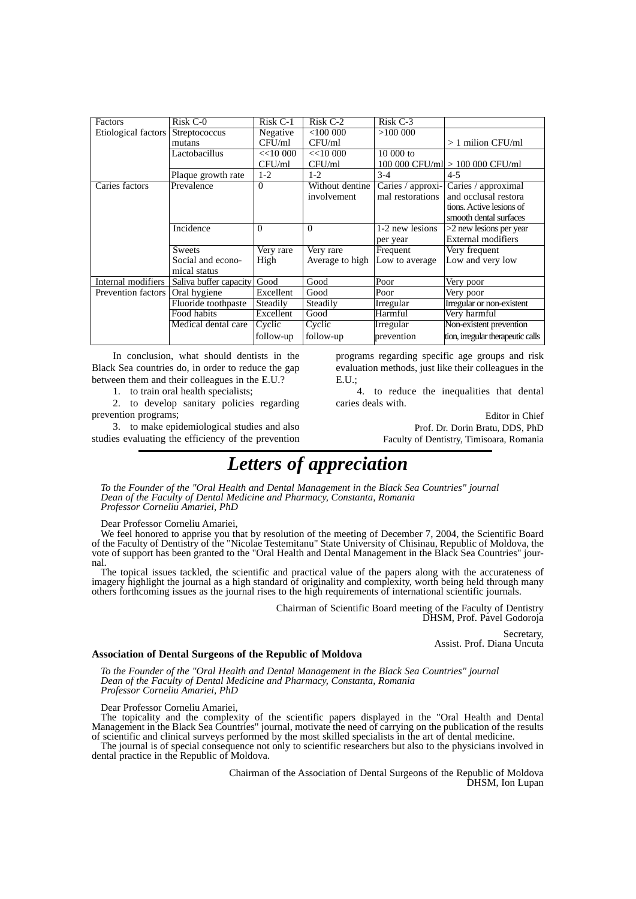| Factors | Risk C-0 | Risk C-1 | Risk C-2 | Risk C-3 | |
|---|---|---|---|---|---|
| Etiological factors | Streptococcus mutans | Negative CFU/ml | <100 000 CFU/ml | >100 000 | > 1 milion CFU/ml |
| | Lactobacillus | <<10 000 CFU/ml | <<10 000 CFU/ml | 10 000 to 100 000 CFU/ml | > 100 000 CFU/ml |
| | Plaque growth rate | 1-2 | 1-2 | 3-4 | 4-5 |
| Caries factors | Prevalence | 0 | Without dentine involvement | Caries / approximal restorations | Caries / approximal and occlusal restorations. Active lesions of smooth dental surfaces |
| | Incidence | 0 | 0 | 1-2 new lesions per year | >2 new lesions per year External modifiers |
| | Sweets | Very rare | Very rare | Frequent | Very frequent |
| | Social and economical status | High | Average to high | Low to average | Low and very low |
| Internal modifiers | Saliva buffer capacity | Good | Good | Poor | Very poor |
| Prevention factors | Oral hygiene | Excellent | Good | Poor | Very poor |
| | Fluoride toothpaste | Steadily | Steadily | Irregular | Irregular or non-existent |
| | Food habits | Excellent | Good | Harmful | Very harmful |
| | Medical dental care | Cyclic follow-up | Cyclic follow-up | Irregular prevention | Non-existent prevention, irregular therapeutic calls |

In conclusion, what should dentists in the Black Sea countries do, in order to reduce the gap between them and their colleagues in the E.U.?

1. to train oral health specialists;
2. to develop sanitary policies regarding prevention programs;
3. to make epidemiological studies and also studies evaluating the efficiency of the prevention programs regarding specific age groups and risk evaluation methods, just like their colleagues in the E.U.;
4. to reduce the inequalities that dental caries deals with.

Editor in Chief
Prof. Dr. Dorin Bratu, DDS, PhD
Faculty of Dentistry, Timisoara, Romania

# Letters of appreciation

*To the Founder of the "Oral Health and Dental Management in the Black Sea Countries" journal*
*Dean of the Faculty of Dental Medicine and Pharmacy, Constanta, Romania*
*Professor Corneliu Amariei, PhD*

Dear Professor Corneliu Amariei,

We feel honored to apprise you that by resolution of the meeting of December 7, 2004, the Scientific Board of the Faculty of Dentistry of the "Nicolae Testemitanu" State University of Chisinau, Republic of Moldova, the vote of support has been granted to the "Oral Health and Dental Management in the Black Sea Countries" journal.

The topical issues tackled, the scientific and practical value of the papers along with the accurateness of imagery highlight the journal as a high standard of originality and complexity, worth being held through many others forthcoming issues as the journal rises to the high requirements of international scientific journals.

Chairman of Scientific Board meeting of the Faculty of Dentistry
DHSM, Prof. Pavel Godoroja

Secretary,
Assist. Prof. Diana Uncuta

**Association of Dental Surgeons of the Republic of Moldova**

*To the Founder of the "Oral Health and Dental Management in the Black Sea Countries" journal*
*Dean of the Faculty of Dental Medicine and Pharmacy, Constanta, Romania*
*Professor Corneliu Amariei, PhD*

Dear Professor Corneliu Amariei,

The topicality and the complexity of the scientific papers displayed in the "Oral Health and Dental Management in the Black Sea Countries" journal, motivate the need of carrying on the publication of the results of scientific and clinical surveys performed by the most skilled specialists in the art of dental medicine.

The journal is of special consequence not only to scientific researchers but also to the physicians involved in dental practice in the Republic of Moldova.

Chairman of the Association of Dental Surgeons of the Republic of Moldova
DHSM, Ion Lupan